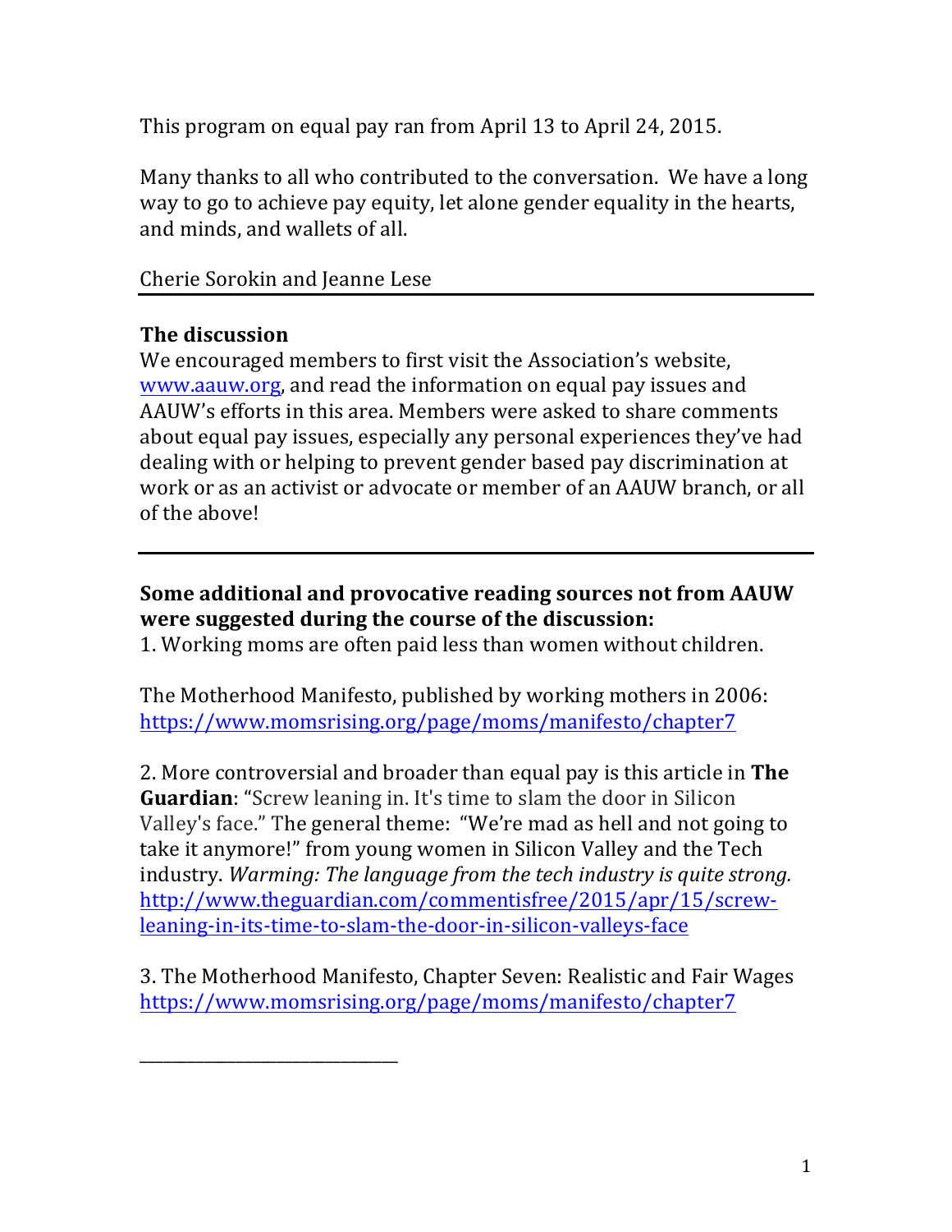This program on equal pay ran from April 13 to April 24, 2015.

Many thanks to all who contributed to the conversation. We have a long way to go to achieve pay equity, let alone gender equality in the hearts, and minds, and wallets of all.

Cherie Sorokin and Jeanne Lese

---

**The discussion**

We encouraged members to first visit the Association's website, [www.aauw.org](www.aauw.org), and read the information on equal pay issues and AAUW's efforts in this area. Members were asked to share comments about equal pay issues, especially any personal experiences they've had dealing with or helping to prevent gender based pay discrimination at work or as an activist or advocate or member of an AAUW branch, or all of the above!

---

**Some additional and provocative reading sources not from AAUW were suggested during the course of the discussion:**

1. Working moms are often paid less than women without children.

The Motherhood Manifesto, published by working mothers in 2006: [https://www.momsrising.org/page/moms/manifesto/chapter7](https://www.momsrising.org/page/moms/manifesto/chapter7)

2. More controversial and broader than equal pay is this article in **The Guardian**: "Screw leaning in. It's time to slam the door in Silicon Valley's face." The general theme: "We're mad as hell and not going to take it anymore!" from young women in Silicon Valley and the Tech industry. *Warming: The language from the tech industry is quite strong.* [http://www.theguardian.com/commentisfree/2015/apr/15/screw-leaning-in-its-time-to-slam-the-door-in-silicon-valleys-face](http://www.theguardian.com/commentisfree/2015/apr/15/screw-leaning-in-its-time-to-slam-the-door-in-silicon-valleys-face)

3. The Motherhood Manifesto, Chapter Seven: Realistic and Fair Wages [https://www.momsrising.org/page/moms/manifesto/chapter7](https://www.momsrising.org/page/moms/manifesto/chapter7)

______________________________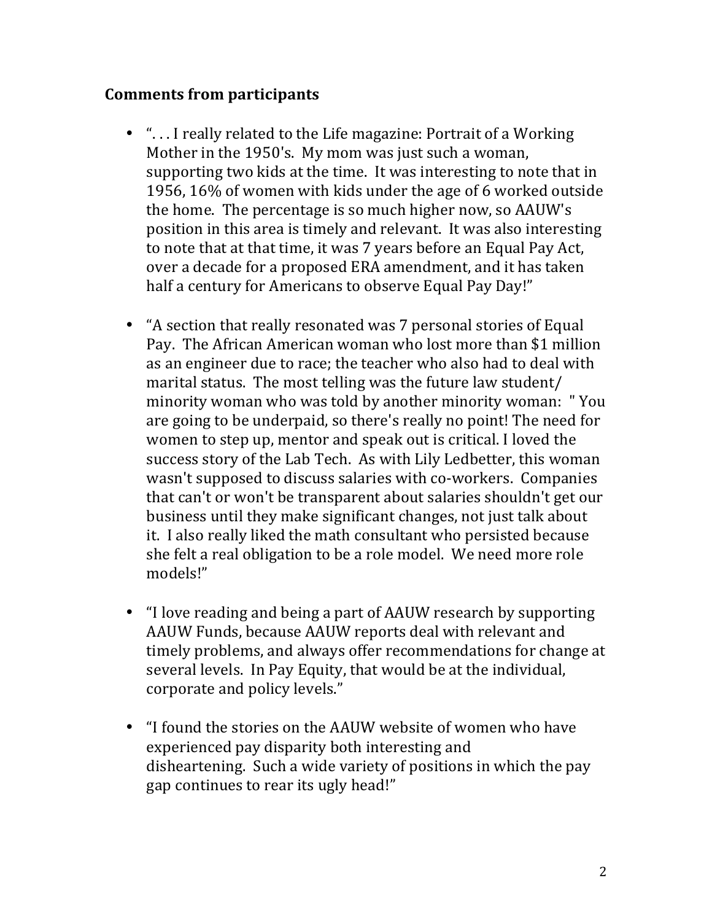**Comments from participants**

- ". . . I really related to the Life magazine: Portrait of a Working Mother in the 1950's. My mom was just such a woman, supporting two kids at the time. It was interesting to note that in 1956, 16% of women with kids under the age of 6 worked outside the home. The percentage is so much higher now, so AAUW's position in this area is timely and relevant. It was also interesting to note that at that time, it was 7 years before an Equal Pay Act, over a decade for a proposed ERA amendment, and it has taken half a century for Americans to observe Equal Pay Day!"

- "A section that really resonated was 7 personal stories of Equal Pay. The African American woman who lost more than $1 million as an engineer due to race; the teacher who also had to deal with marital status. The most telling was the future law student/ minority woman who was told by another minority woman: " You are going to be underpaid, so there's really no point! The need for women to step up, mentor and speak out is critical. I loved the success story of the Lab Tech. As with Lily Ledbetter, this woman wasn't supposed to discuss salaries with co-workers. Companies that can't or won't be transparent about salaries shouldn't get our business until they make significant changes, not just talk about it. I also really liked the math consultant who persisted because she felt a real obligation to be a role model. We need more role models!"

- "I love reading and being a part of AAUW research by supporting AAUW Funds, because AAUW reports deal with relevant and timely problems, and always offer recommendations for change at several levels. In Pay Equity, that would be at the individual, corporate and policy levels."

- "I found the stories on the AAUW website of women who have experienced pay disparity both interesting and disheartening. Such a wide variety of positions in which the pay gap continues to rear its ugly head!"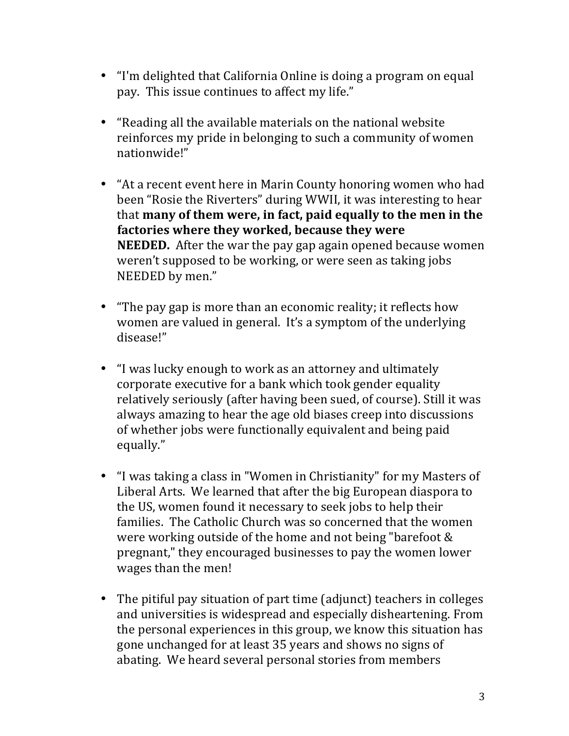- "I'm delighted that California Online is doing a program on equal pay. This issue continues to affect my life."

- "Reading all the available materials on the national website reinforces my pride in belonging to such a community of women nationwide!"

- "At a recent event here in Marin County honoring women who had been "Rosie the Riverters" during WWII, it was interesting to hear that **many of them were, in fact, paid equally to the men in the factories where they worked, because they were NEEDED.** After the war the pay gap again opened because women weren't supposed to be working, or were seen as taking jobs NEEDED by men."

- "The pay gap is more than an economic reality; it reflects how women are valued in general. It's a symptom of the underlying disease!"

- "I was lucky enough to work as an attorney and ultimately corporate executive for a bank which took gender equality relatively seriously (after having been sued, of course). Still it was always amazing to hear the age old biases creep into discussions of whether jobs were functionally equivalent and being paid equally."

- "I was taking a class in "Women in Christianity" for my Masters of Liberal Arts. We learned that after the big European diaspora to the US, women found it necessary to seek jobs to help their families. The Catholic Church was so concerned that the women were working outside of the home and not being "barefoot & pregnant," they encouraged businesses to pay the women lower wages than the men!

- The pitiful pay situation of part time (adjunct) teachers in colleges and universities is widespread and especially disheartening. From the personal experiences in this group, we know this situation has gone unchanged for at least 35 years and shows no signs of abating. We heard several personal stories from members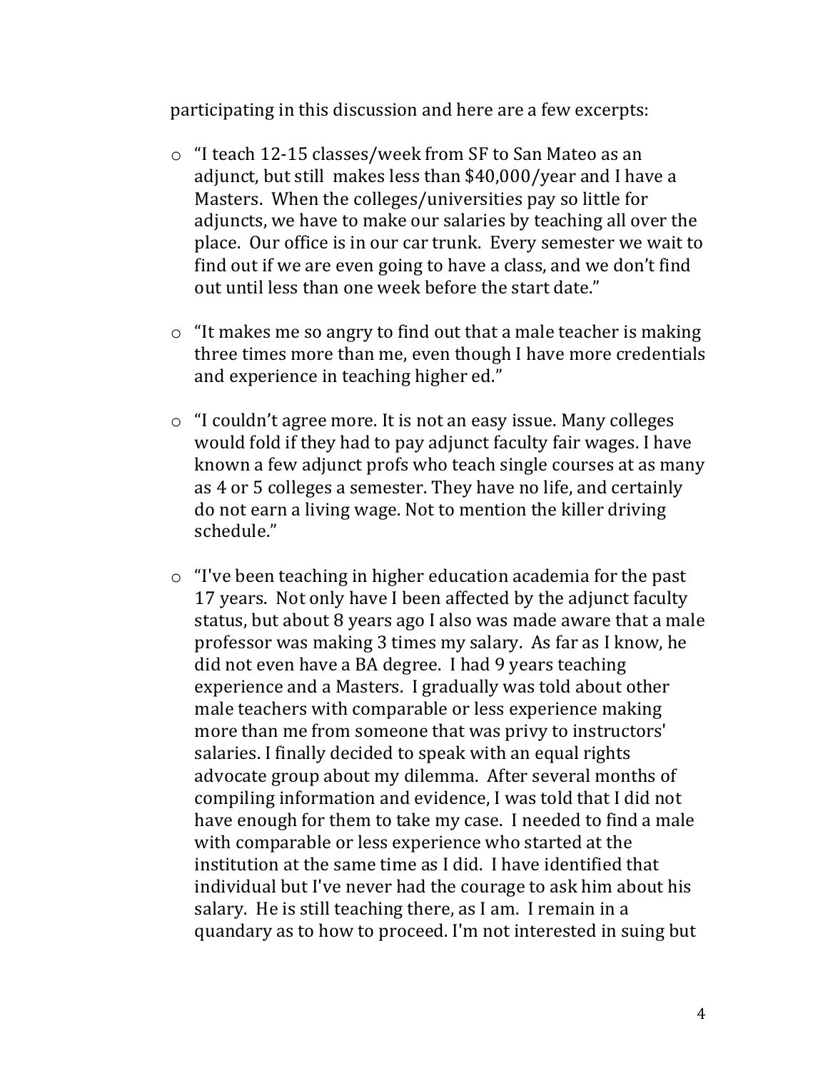participating in this discussion and here are a few excerpts:

- "I teach 12-15 classes/week from SF to San Mateo as an adjunct, but still makes less than $40,000/year and I have a Masters. When the colleges/universities pay so little for adjuncts, we have to make our salaries by teaching all over the place. Our office is in our car trunk. Every semester we wait to find out if we are even going to have a class, and we don't find out until less than one week before the start date."

- "It makes me so angry to find out that a male teacher is making three times more than me, even though I have more credentials and experience in teaching higher ed."

- "I couldn't agree more. It is not an easy issue. Many colleges would fold if they had to pay adjunct faculty fair wages. I have known a few adjunct profs who teach single courses at as many as 4 or 5 colleges a semester. They have no life, and certainly do not earn a living wage. Not to mention the killer driving schedule."

- "I've been teaching in higher education academia for the past 17 years. Not only have I been affected by the adjunct faculty status, but about 8 years ago I also was made aware that a male professor was making 3 times my salary. As far as I know, he did not even have a BA degree. I had 9 years teaching experience and a Masters. I gradually was told about other male teachers with comparable or less experience making more than me from someone that was privy to instructors' salaries. I finally decided to speak with an equal rights advocate group about my dilemma. After several months of compiling information and evidence, I was told that I did not have enough for them to take my case. I needed to find a male with comparable or less experience who started at the institution at the same time as I did. I have identified that individual but I've never had the courage to ask him about his salary. He is still teaching there, as I am. I remain in a quandary as to how to proceed. I'm not interested in suing but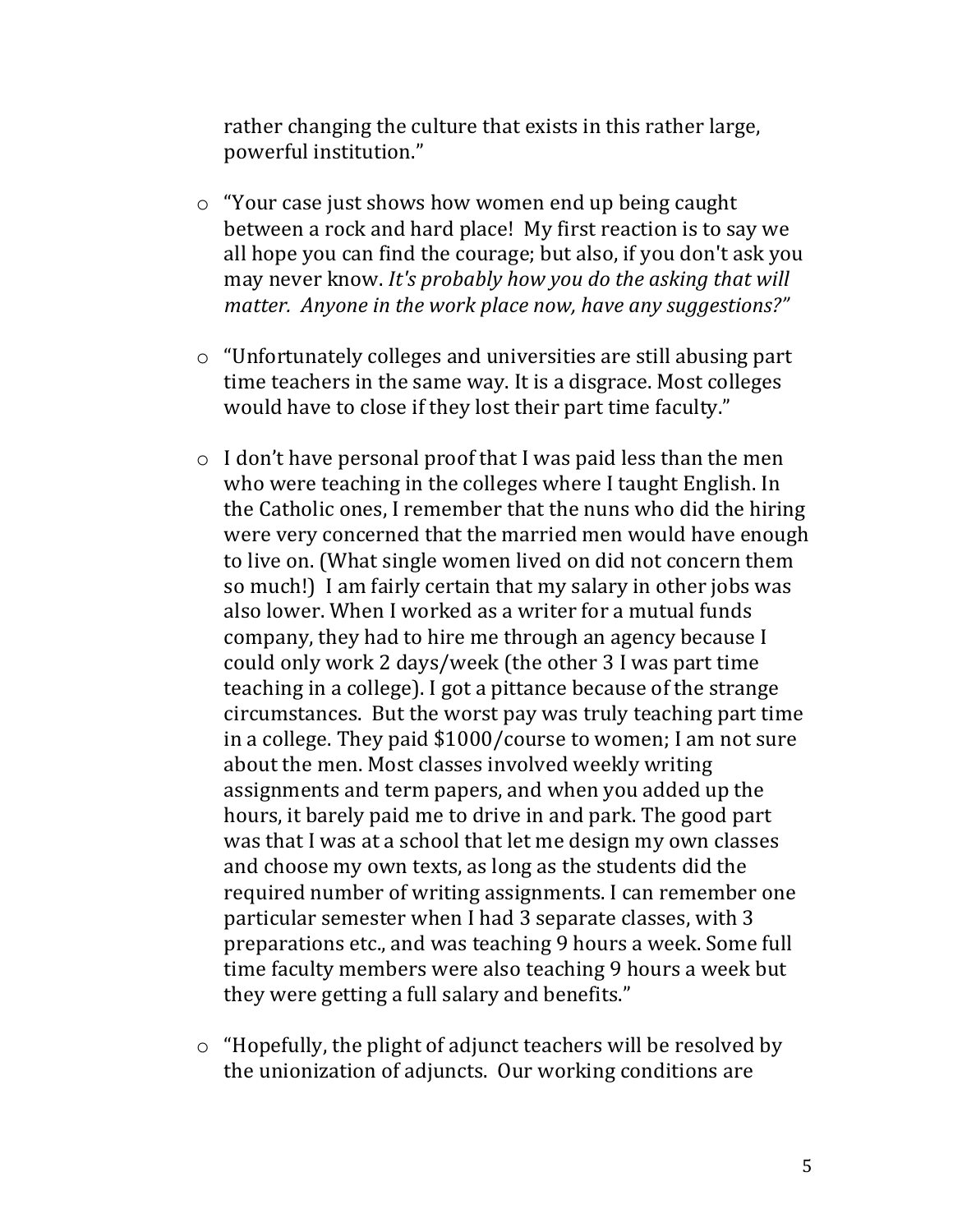rather changing the culture that exists in this rather large, powerful institution."

- "Your case just shows how women end up being caught between a rock and hard place! My first reaction is to say we all hope you can find the courage; but also, if you don't ask you may never know. *It's probably how you do the asking that will matter. Anyone in the work place now, have any suggestions?"*

- "Unfortunately colleges and universities are still abusing part time teachers in the same way. It is a disgrace. Most colleges would have to close if they lost their part time faculty."

- I don't have personal proof that I was paid less than the men who were teaching in the colleges where I taught English. In the Catholic ones, I remember that the nuns who did the hiring were very concerned that the married men would have enough to live on. (What single women lived on did not concern them so much!) I am fairly certain that my salary in other jobs was also lower. When I worked as a writer for a mutual funds company, they had to hire me through an agency because I could only work 2 days/week (the other 3 I was part time teaching in a college). I got a pittance because of the strange circumstances. But the worst pay was truly teaching part time in a college. They paid $1000/course to women; I am not sure about the men. Most classes involved weekly writing assignments and term papers, and when you added up the hours, it barely paid me to drive in and park. The good part was that I was at a school that let me design my own classes and choose my own texts, as long as the students did the required number of writing assignments. I can remember one particular semester when I had 3 separate classes, with 3 preparations etc., and was teaching 9 hours a week. Some full time faculty members were also teaching 9 hours a week but they were getting a full salary and benefits."

- "Hopefully, the plight of adjunct teachers will be resolved by the unionization of adjuncts. Our working conditions are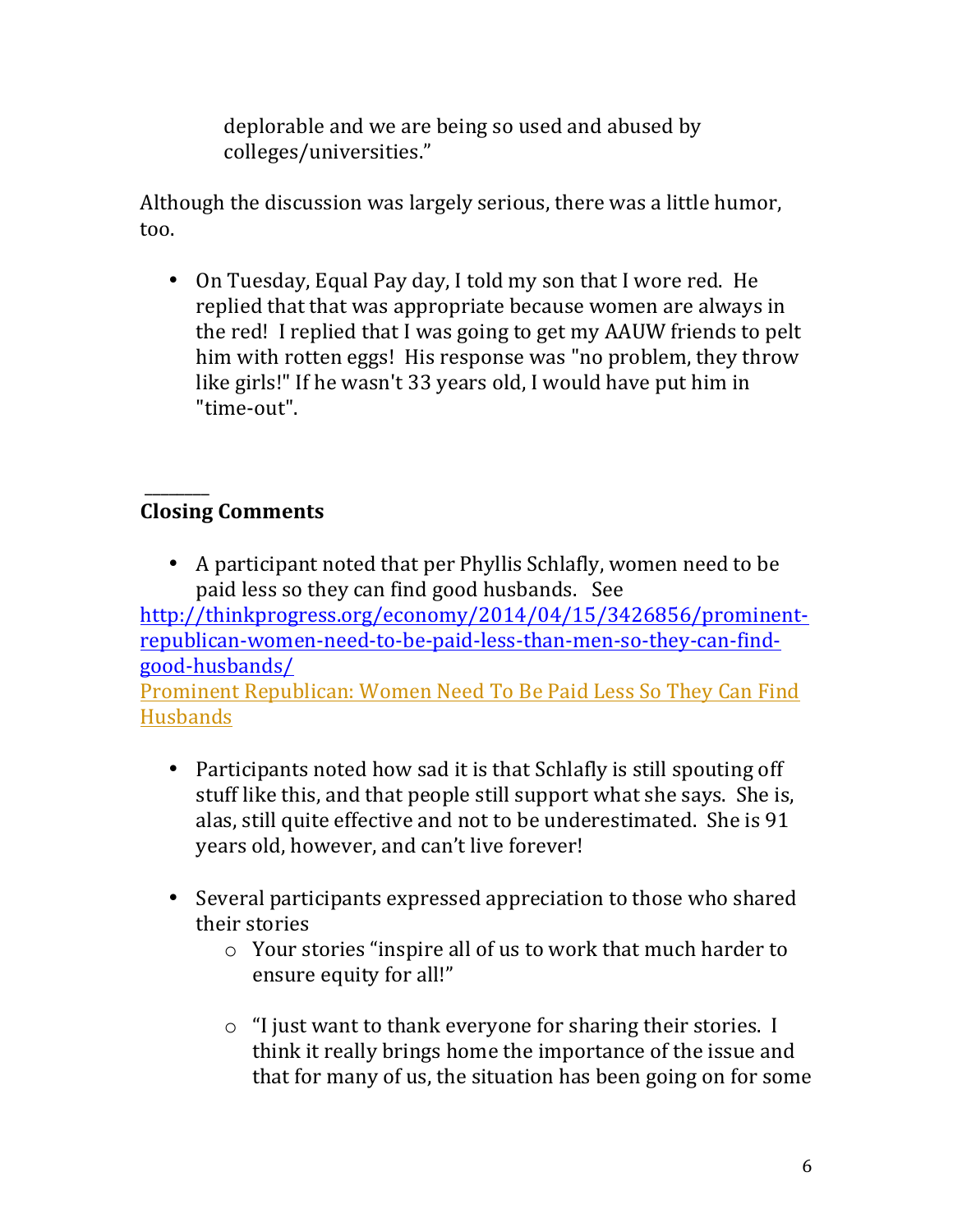deplorable and we are being so used and abused by colleges/universities."

Although the discussion was largely serious, there was a little humor, too.

- On Tuesday, Equal Pay day, I told my son that I wore red. He replied that that was appropriate because women are always in the red! I replied that I was going to get my AAUW friends to pelt him with rotten eggs! His response was "no problem, they throw like girls!" If he wasn't 33 years old, I would have put him in "time-out".

---

**Closing Comments**

- A participant noted that per Phyllis Schlafly, women need to be paid less so they can find good husbands. See http://thinkprogress.org/economy/2014/04/15/3426856/prominent-republican-women-need-to-be-paid-less-than-men-so-they-can-find-good-husbands/
[Prominent Republican: Women Need To Be Paid Less So They Can Find Husbands](http://thinkprogress.org/economy/2014/04/15/3426856/prominent-republican-women-need-to-be-paid-less-than-men-so-they-can-find-good-husbands/)

- Participants noted how sad it is that Schlafly is still spouting off stuff like this, and that people still support what she says. She is, alas, still quite effective and not to be underestimated. She is 91 years old, however, and can't live forever!

- Several participants expressed appreciation to those who shared their stories
  - Your stories "inspire all of us to work that much harder to ensure equity for all!"
  - "I just want to thank everyone for sharing their stories. I think it really brings home the importance of the issue and that for many of us, the situation has been going on for some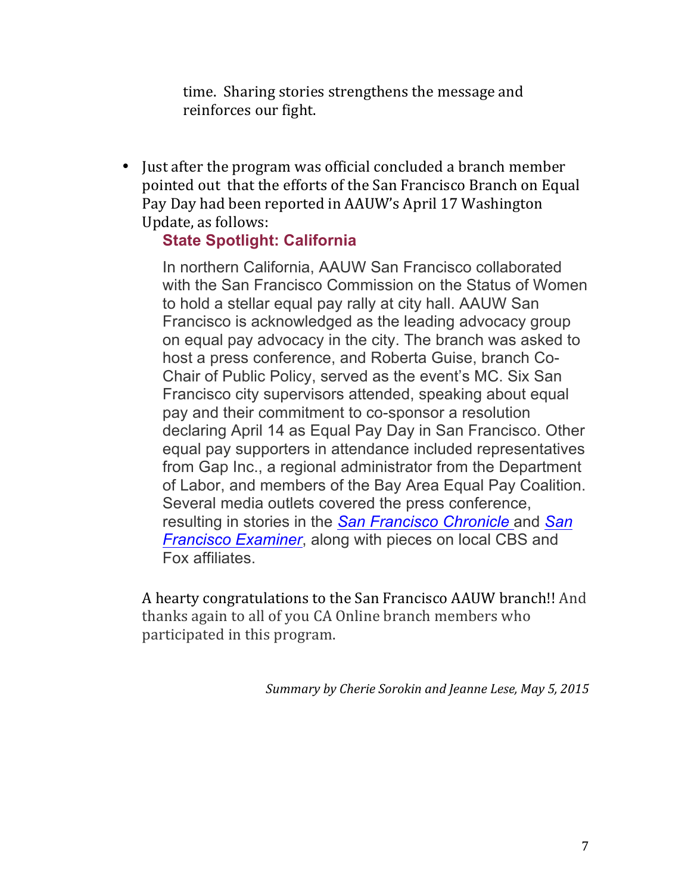time. Sharing stories strengthens the message and reinforces our fight.

- Just after the program was official concluded a branch member pointed out that the efforts of the San Francisco Branch on Equal Pay Day had been reported in AAUW's April 17 Washington Update, as follows:

### State Spotlight: California

In northern California, AAUW San Francisco collaborated with the San Francisco Commission on the Status of Women to hold a stellar equal pay rally at city hall. AAUW San Francisco is acknowledged as the leading advocacy group on equal pay advocacy in the city. The branch was asked to host a press conference, and Roberta Guise, branch Co-Chair of Public Policy, served as the event's MC. Six San Francisco city supervisors attended, speaking about equal pay and their commitment to co-sponsor a resolution declaring April 14 as Equal Pay Day in San Francisco. Other equal pay supporters in attendance included representatives from Gap Inc., a regional administrator from the Department of Labor, and members of the Bay Area Equal Pay Coalition. Several media outlets covered the press conference, resulting in stories in the *San Francisco Chronicle* and *San Francisco Examiner*, along with pieces on local CBS and Fox affiliates.

A hearty congratulations to the San Francisco AAUW branch!! And thanks again to all of you CA Online branch members who participated in this program.

*Summary by Cherie Sorokin and Jeanne Lese, May 5, 2015*